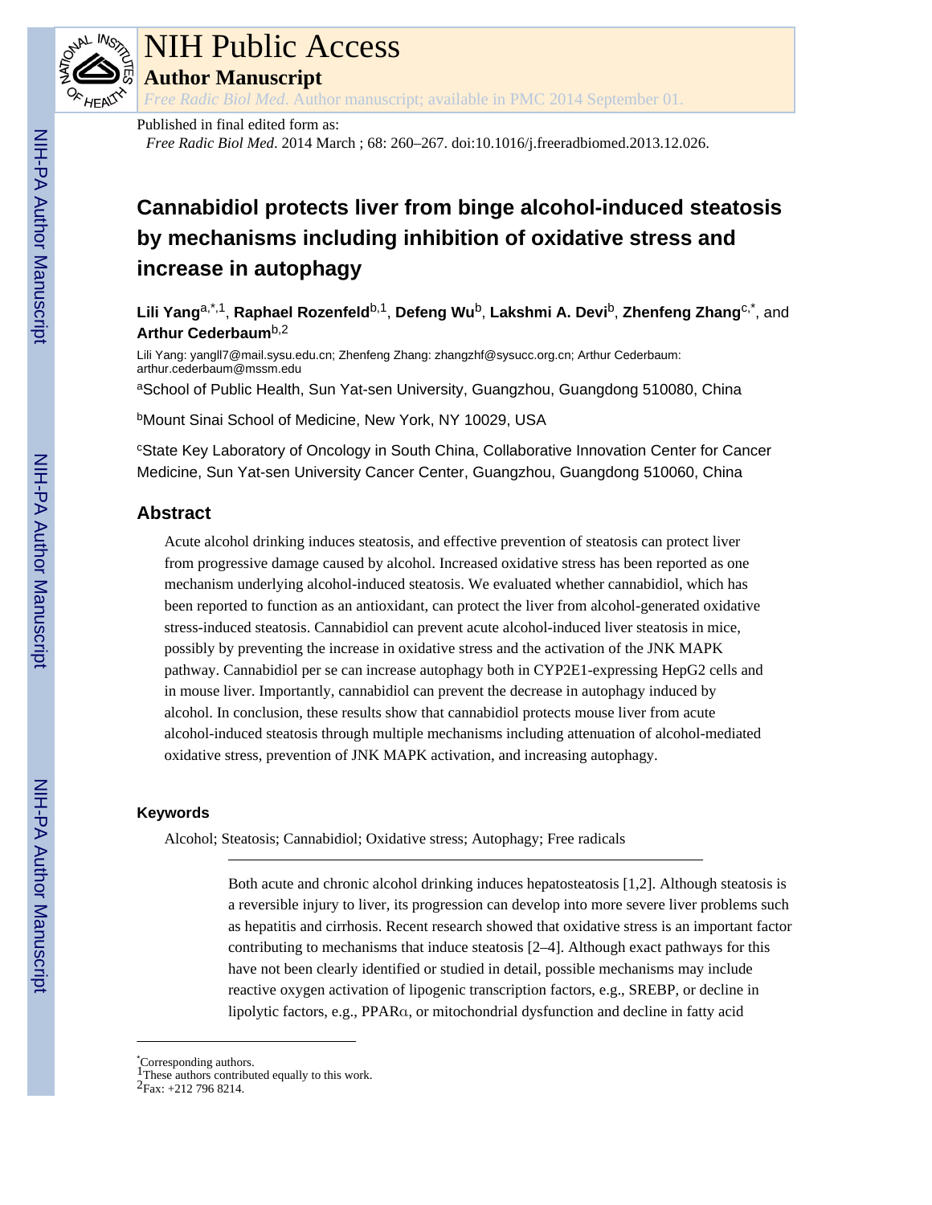# NIH Public Access

**Author Manuscript**

*Free Radic Biol Med*. Author manuscript; available in PMC 2014 September 01.

Published in final edited form as:

*Free Radic Biol Med*. 2014 March ; 68: 260–267. doi:10.1016/j.freeradbiomed.2013.12.026.

# Cannabidiol protects liver from binge alcohol-induced steatosis by mechanisms including inhibition of oxidative stress and increase in autophagy

**Lili Yang**[a,*,1], **Raphael Rozenfeld**[b,1], **Defeng Wu**[b], **Lakshmi A. Devi**[b], **Zhenfeng Zhang**[c,*], and **Arthur Cederbaum**[b,2]

Lili Yang: yangll7@mail.sysu.edu.cn; Zhenfeng Zhang: zhangzhf@sysucc.org.cn; Arthur Cederbaum: arthur.cederbaum@mssm.edu

[a]School of Public Health, Sun Yat-sen University, Guangzhou, Guangdong 510080, China

[b]Mount Sinai School of Medicine, New York, NY 10029, USA

[c]State Key Laboratory of Oncology in South China, Collaborative Innovation Center for Cancer Medicine, Sun Yat-sen University Cancer Center, Guangzhou, Guangdong 510060, China

## Abstract

Acute alcohol drinking induces steatosis, and effective prevention of steatosis can protect liver from progressive damage caused by alcohol. Increased oxidative stress has been reported as one mechanism underlying alcohol-induced steatosis. We evaluated whether cannabidiol, which has been reported to function as an antioxidant, can protect the liver from alcohol-generated oxidative stress-induced steatosis. Cannabidiol can prevent acute alcohol-induced liver steatosis in mice, possibly by preventing the increase in oxidative stress and the activation of the JNK MAPK pathway. Cannabidiol per se can increase autophagy both in CYP2E1-expressing HepG2 cells and in mouse liver. Importantly, cannabidiol can prevent the decrease in autophagy induced by alcohol. In conclusion, these results show that cannabidiol protects mouse liver from acute alcohol-induced steatosis through multiple mechanisms including attenuation of alcohol-mediated oxidative stress, prevention of JNK MAPK activation, and increasing autophagy.

### Keywords

Alcohol; Steatosis; Cannabidiol; Oxidative stress; Autophagy; Free radicals

---

Both acute and chronic alcohol drinking induces hepatosteatosis [1,2]. Although steatosis is a reversible injury to liver, its progression can develop into more severe liver problems such as hepatitis and cirrhosis. Recent research showed that oxidative stress is an important factor contributing to mechanisms that induce steatosis [2–4]. Although exact pathways for this have not been clearly identified or studied in detail, possible mechanisms may include reactive oxygen activation of lipogenic transcription factors, e.g., SREBP, or decline in lipolytic factors, e.g., PPARα, or mitochondrial dysfunction and decline in fatty acid

---

*Corresponding authors.

[1]These authors contributed equally to this work.

[2]Fax: +212 796 8214.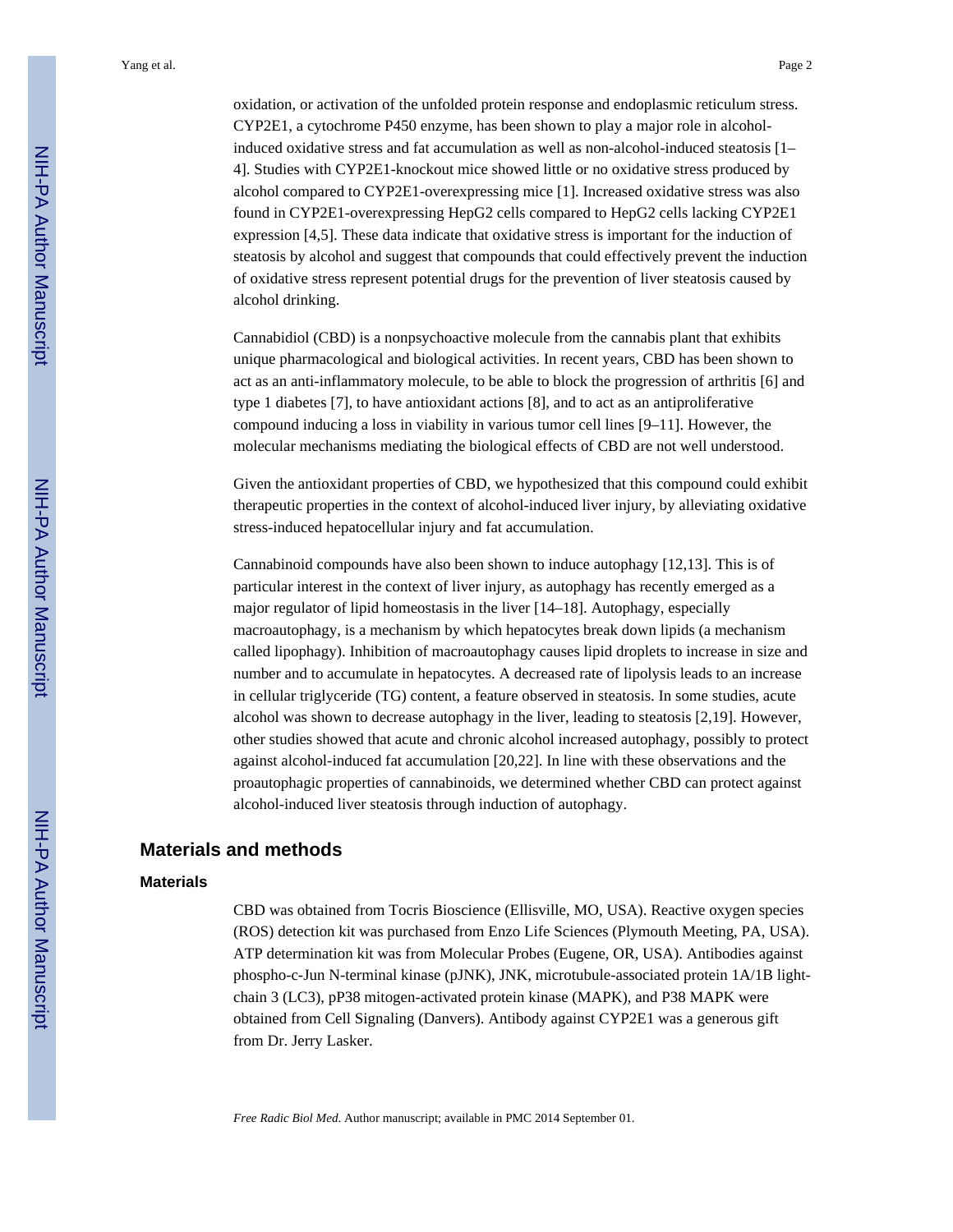oxidation, or activation of the unfolded protein response and endoplasmic reticulum stress. CYP2E1, a cytochrome P450 enzyme, has been shown to play a major role in alcohol-induced oxidative stress and fat accumulation as well as non-alcohol-induced steatosis [1–4]. Studies with CYP2E1-knockout mice showed little or no oxidative stress produced by alcohol compared to CYP2E1-overexpressing mice [1]. Increased oxidative stress was also found in CYP2E1-overexpressing HepG2 cells compared to HepG2 cells lacking CYP2E1 expression [4,5]. These data indicate that oxidative stress is important for the induction of steatosis by alcohol and suggest that compounds that could effectively prevent the induction of oxidative stress represent potential drugs for the prevention of liver steatosis caused by alcohol drinking.

Cannabidiol (CBD) is a nonpsychoactive molecule from the cannabis plant that exhibits unique pharmacological and biological activities. In recent years, CBD has been shown to act as an anti-inflammatory molecule, to be able to block the progression of arthritis [6] and type 1 diabetes [7], to have antioxidant actions [8], and to act as an antiproliferative compound inducing a loss in viability in various tumor cell lines [9–11]. However, the molecular mechanisms mediating the biological effects of CBD are not well understood.

Given the antioxidant properties of CBD, we hypothesized that this compound could exhibit therapeutic properties in the context of alcohol-induced liver injury, by alleviating oxidative stress-induced hepatocellular injury and fat accumulation.

Cannabinoid compounds have also been shown to induce autophagy [12,13]. This is of particular interest in the context of liver injury, as autophagy has recently emerged as a major regulator of lipid homeostasis in the liver [14–18]. Autophagy, especially macroautophagy, is a mechanism by which hepatocytes break down lipids (a mechanism called lipophagy). Inhibition of macroautophagy causes lipid droplets to increase in size and number and to accumulate in hepatocytes. A decreased rate of lipolysis leads to an increase in cellular triglyceride (TG) content, a feature observed in steatosis. In some studies, acute alcohol was shown to decrease autophagy in the liver, leading to steatosis [2,19]. However, other studies showed that acute and chronic alcohol increased autophagy, possibly to protect against alcohol-induced fat accumulation [20,22]. In line with these observations and the proautophagic properties of cannabinoids, we determined whether CBD can protect against alcohol-induced liver steatosis through induction of autophagy.

## Materials and methods

### Materials

CBD was obtained from Tocris Bioscience (Ellisville, MO, USA). Reactive oxygen species (ROS) detection kit was purchased from Enzo Life Sciences (Plymouth Meeting, PA, USA). ATP determination kit was from Molecular Probes (Eugene, OR, USA). Antibodies against phospho-c-Jun N-terminal kinase (pJNK), JNK, microtubule-associated protein 1A/1B light-chain 3 (LC3), pP38 mitogen-activated protein kinase (MAPK), and P38 MAPK were obtained from Cell Signaling (Danvers). Antibody against CYP2E1 was a generous gift from Dr. Jerry Lasker.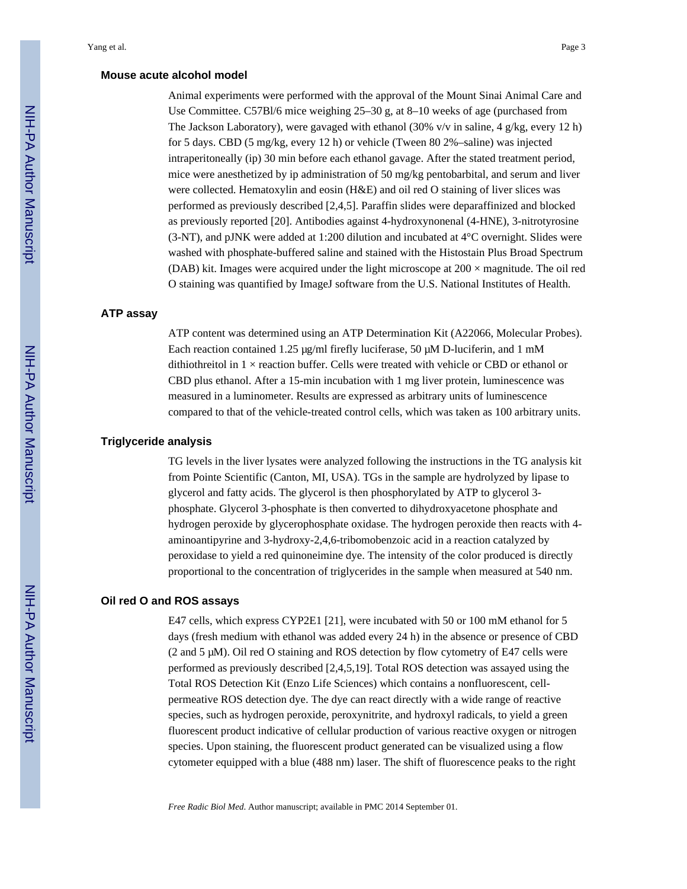### Mouse acute alcohol model

Animal experiments were performed with the approval of the Mount Sinai Animal Care and Use Committee. C57Bl/6 mice weighing 25–30 g, at 8–10 weeks of age (purchased from The Jackson Laboratory), were gavaged with ethanol (30% v/v in saline, 4 g/kg, every 12 h) for 5 days. CBD (5 mg/kg, every 12 h) or vehicle (Tween 80 2%–saline) was injected intraperitoneally (ip) 30 min before each ethanol gavage. After the stated treatment period, mice were anesthetized by ip administration of 50 mg/kg pentobarbital, and serum and liver were collected. Hematoxylin and eosin (H&E) and oil red O staining of liver slices was performed as previously described [2,4,5]. Paraffin slides were deparaffinized and blocked as previously reported [20]. Antibodies against 4-hydroxynonenal (4-HNE), 3-nitrotyrosine (3-NT), and pJNK were added at 1:200 dilution and incubated at 4°C overnight. Slides were washed with phosphate-buffered saline and stained with the Histostain Plus Broad Spectrum (DAB) kit. Images were acquired under the light microscope at 200 × magnitude. The oil red O staining was quantified by ImageJ software from the U.S. National Institutes of Health.

### ATP assay

ATP content was determined using an ATP Determination Kit (A22066, Molecular Probes). Each reaction contained 1.25 μg/ml firefly luciferase, 50 μM D-luciferin, and 1 mM dithiothreitol in 1 × reaction buffer. Cells were treated with vehicle or CBD or ethanol or CBD plus ethanol. After a 15-min incubation with 1 mg liver protein, luminescence was measured in a luminometer. Results are expressed as arbitrary units of luminescence compared to that of the vehicle-treated control cells, which was taken as 100 arbitrary units.

### Triglyceride analysis

TG levels in the liver lysates were analyzed following the instructions in the TG analysis kit from Pointe Scientific (Canton, MI, USA). TGs in the sample are hydrolyzed by lipase to glycerol and fatty acids. The glycerol is then phosphorylated by ATP to glycerol 3-phosphate. Glycerol 3-phosphate is then converted to dihydroxyacetone phosphate and hydrogen peroxide by glycerophosphate oxidase. The hydrogen peroxide then reacts with 4-aminoantipyrine and 3-hydroxy-2,4,6-tribomobenzoic acid in a reaction catalyzed by peroxidase to yield a red quinoneimine dye. The intensity of the color produced is directly proportional to the concentration of triglycerides in the sample when measured at 540 nm.

### Oil red O and ROS assays

E47 cells, which express CYP2E1 [21], were incubated with 50 or 100 mM ethanol for 5 days (fresh medium with ethanol was added every 24 h) in the absence or presence of CBD (2 and 5 μM). Oil red O staining and ROS detection by flow cytometry of E47 cells were performed as previously described [2,4,5,19]. Total ROS detection was assayed using the Total ROS Detection Kit (Enzo Life Sciences) which contains a nonfluorescent, cell-permeative ROS detection dye. The dye can react directly with a wide range of reactive species, such as hydrogen peroxide, peroxynitrite, and hydroxyl radicals, to yield a green fluorescent product indicative of cellular production of various reactive oxygen or nitrogen species. Upon staining, the fluorescent product generated can be visualized using a flow cytometer equipped with a blue (488 nm) laser. The shift of fluorescence peaks to the right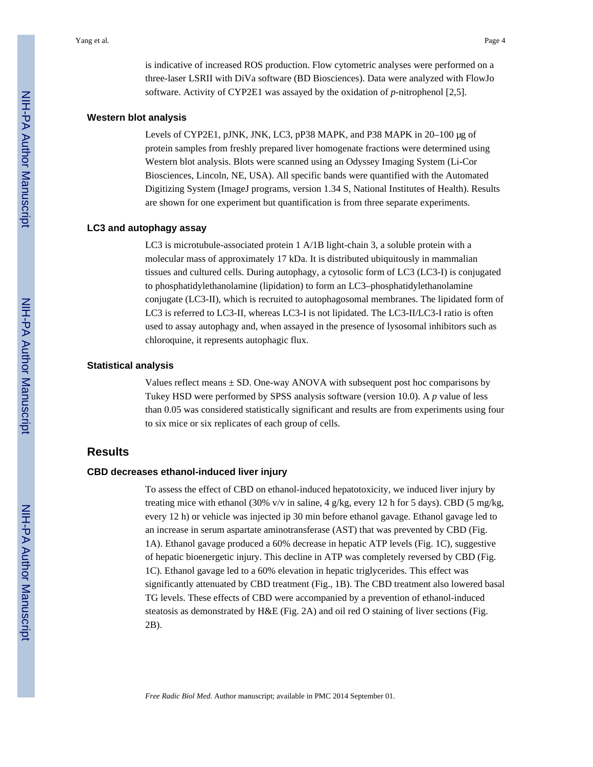is indicative of increased ROS production. Flow cytometric analyses were performed on a three-laser LSRII with DiVa software (BD Biosciences). Data were analyzed with FlowJo software. Activity of CYP2E1 was assayed by the oxidation of *p*-nitrophenol [2,5].

### Western blot analysis

Levels of CYP2E1, pJNK, JNK, LC3, pP38 MAPK, and P38 MAPK in 20–100 μg of protein samples from freshly prepared liver homogenate fractions were determined using Western blot analysis. Blots were scanned using an Odyssey Imaging System (Li-Cor Biosciences, Lincoln, NE, USA). All specific bands were quantified with the Automated Digitizing System (ImageJ programs, version 1.34 S, National Institutes of Health). Results are shown for one experiment but quantification is from three separate experiments.

### LC3 and autophagy assay

LC3 is microtubule-associated protein 1 A/1B light-chain 3, a soluble protein with a molecular mass of approximately 17 kDa. It is distributed ubiquitously in mammalian tissues and cultured cells. During autophagy, a cytosolic form of LC3 (LC3-I) is conjugated to phosphatidylethanolamine (lipidation) to form an LC3–phosphatidylethanolamine conjugate (LC3-II), which is recruited to autophagosomal membranes. The lipidated form of LC3 is referred to LC3-II, whereas LC3-I is not lipidated. The LC3-II/LC3-I ratio is often used to assay autophagy and, when assayed in the presence of lysosomal inhibitors such as chloroquine, it represents autophagic flux.

### Statistical analysis

Values reflect means ± SD. One-way ANOVA with subsequent post hoc comparisons by Tukey HSD were performed by SPSS analysis software (version 10.0). A $p$ value of less than 0.05 was considered statistically significant and results are from experiments using four to six mice or six replicates of each group of cells.

## Results

### CBD decreases ethanol-induced liver injury

To assess the effect of CBD on ethanol-induced hepatotoxicity, we induced liver injury by treating mice with ethanol (30% v/v in saline, 4 g/kg, every 12 h for 5 days). CBD (5 mg/kg, every 12 h) or vehicle was injected ip 30 min before ethanol gavage. Ethanol gavage led to an increase in serum aspartate aminotransferase (AST) that was prevented by CBD (Fig. 1A). Ethanol gavage produced a 60% decrease in hepatic ATP levels (Fig. 1C), suggestive of hepatic bioenergetic injury. This decline in ATP was completely reversed by CBD (Fig. 1C). Ethanol gavage led to a 60% elevation in hepatic triglycerides. This effect was significantly attenuated by CBD treatment (Fig., 1B). The CBD treatment also lowered basal TG levels. These effects of CBD were accompanied by a prevention of ethanol-induced steatosis as demonstrated by H&E (Fig. 2A) and oil red O staining of liver sections (Fig. 2B).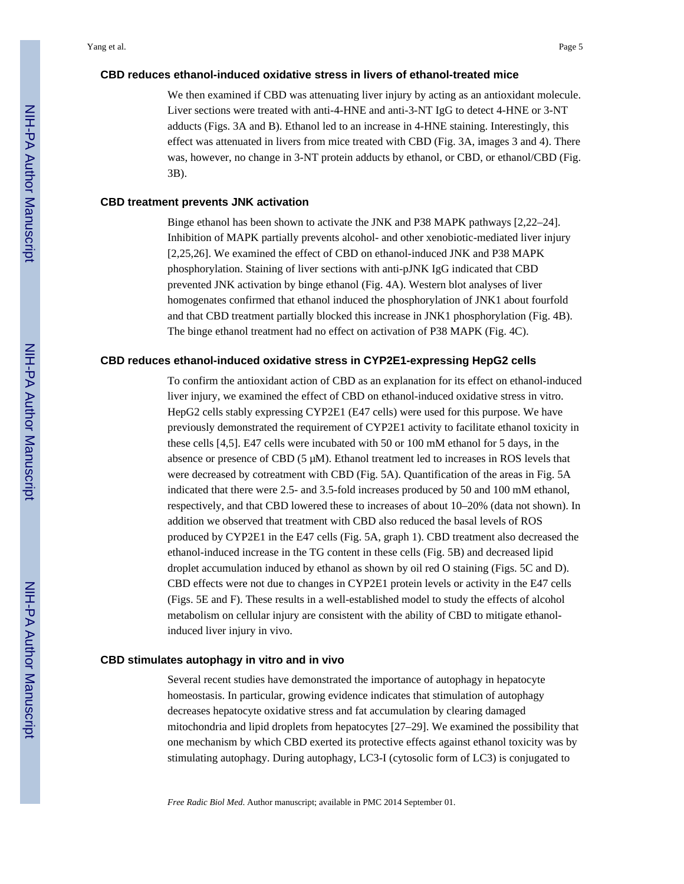### CBD reduces ethanol-induced oxidative stress in livers of ethanol-treated mice

We then examined if CBD was attenuating liver injury by acting as an antioxidant molecule. Liver sections were treated with anti-4-HNE and anti-3-NT IgG to detect 4-HNE or 3-NT adducts (Figs. 3A and B). Ethanol led to an increase in 4-HNE staining. Interestingly, this effect was attenuated in livers from mice treated with CBD (Fig. 3A, images 3 and 4). There was, however, no change in 3-NT protein adducts by ethanol, or CBD, or ethanol/CBD (Fig. 3B).

### CBD treatment prevents JNK activation

Binge ethanol has been shown to activate the JNK and P38 MAPK pathways [2,22–24]. Inhibition of MAPK partially prevents alcohol- and other xenobiotic-mediated liver injury [2,25,26]. We examined the effect of CBD on ethanol-induced JNK and P38 MAPK phosphorylation. Staining of liver sections with anti-pJNK IgG indicated that CBD prevented JNK activation by binge ethanol (Fig. 4A). Western blot analyses of liver homogenates confirmed that ethanol induced the phosphorylation of JNK1 about fourfold and that CBD treatment partially blocked this increase in JNK1 phosphorylation (Fig. 4B). The binge ethanol treatment had no effect on activation of P38 MAPK (Fig. 4C).

### CBD reduces ethanol-induced oxidative stress in CYP2E1-expressing HepG2 cells

To confirm the antioxidant action of CBD as an explanation for its effect on ethanol-induced liver injury, we examined the effect of CBD on ethanol-induced oxidative stress in vitro. HepG2 cells stably expressing CYP2E1 (E47 cells) were used for this purpose. We have previously demonstrated the requirement of CYP2E1 activity to facilitate ethanol toxicity in these cells [4,5]. E47 cells were incubated with 50 or 100 mM ethanol for 5 days, in the absence or presence of CBD (5 μM). Ethanol treatment led to increases in ROS levels that were decreased by cotreatment with CBD (Fig. 5A). Quantification of the areas in Fig. 5A indicated that there were 2.5- and 3.5-fold increases produced by 50 and 100 mM ethanol, respectively, and that CBD lowered these to increases of about 10–20% (data not shown). In addition we observed that treatment with CBD also reduced the basal levels of ROS produced by CYP2E1 in the E47 cells (Fig. 5A, graph 1). CBD treatment also decreased the ethanol-induced increase in the TG content in these cells (Fig. 5B) and decreased lipid droplet accumulation induced by ethanol as shown by oil red O staining (Figs. 5C and D). CBD effects were not due to changes in CYP2E1 protein levels or activity in the E47 cells (Figs. 5E and F). These results in a well-established model to study the effects of alcohol metabolism on cellular injury are consistent with the ability of CBD to mitigate ethanol-induced liver injury in vivo.

### CBD stimulates autophagy in vitro and in vivo

Several recent studies have demonstrated the importance of autophagy in hepatocyte homeostasis. In particular, growing evidence indicates that stimulation of autophagy decreases hepatocyte oxidative stress and fat accumulation by clearing damaged mitochondria and lipid droplets from hepatocytes [27–29]. We examined the possibility that one mechanism by which CBD exerted its protective effects against ethanol toxicity was by stimulating autophagy. During autophagy, LC3-I (cytosolic form of LC3) is conjugated to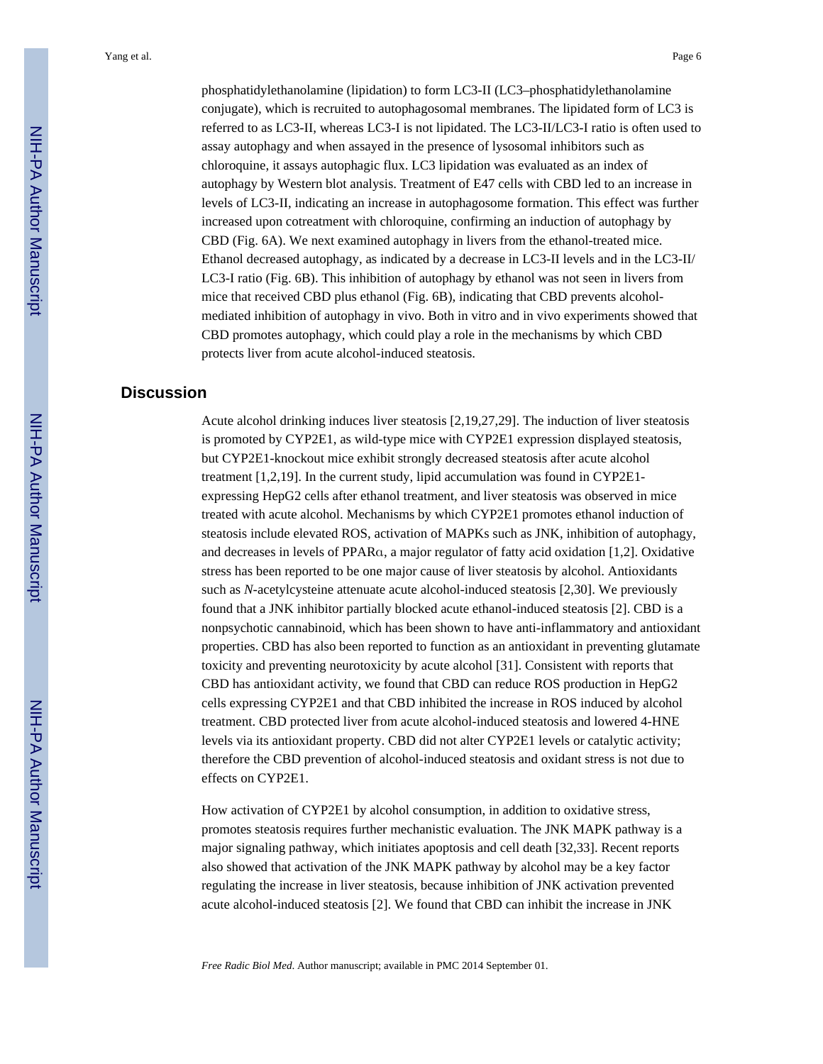phosphatidylethanolamine (lipidation) to form LC3-II (LC3–phosphatidylethanolamine conjugate), which is recruited to autophagosomal membranes. The lipidated form of LC3 is referred to as LC3-II, whereas LC3-I is not lipidated. The LC3-II/LC3-I ratio is often used to assay autophagy and when assayed in the presence of lysosomal inhibitors such as chloroquine, it assays autophagic flux. LC3 lipidation was evaluated as an index of autophagy by Western blot analysis. Treatment of E47 cells with CBD led to an increase in levels of LC3-II, indicating an increase in autophagosome formation. This effect was further increased upon cotreatment with chloroquine, confirming an induction of autophagy by CBD (Fig. 6A). We next examined autophagy in livers from the ethanol-treated mice. Ethanol decreased autophagy, as indicated by a decrease in LC3-II levels and in the LC3-II/LC3-I ratio (Fig. 6B). This inhibition of autophagy by ethanol was not seen in livers from mice that received CBD plus ethanol (Fig. 6B), indicating that CBD prevents alcohol-mediated inhibition of autophagy in vivo. Both in vitro and in vivo experiments showed that CBD promotes autophagy, which could play a role in the mechanisms by which CBD protects liver from acute alcohol-induced steatosis.

## Discussion

Acute alcohol drinking induces liver steatosis [2,19,27,29]. The induction of liver steatosis is promoted by CYP2E1, as wild-type mice with CYP2E1 expression displayed steatosis, but CYP2E1-knockout mice exhibit strongly decreased steatosis after acute alcohol treatment [1,2,19]. In the current study, lipid accumulation was found in CYP2E1-expressing HepG2 cells after ethanol treatment, and liver steatosis was observed in mice treated with acute alcohol. Mechanisms by which CYP2E1 promotes ethanol induction of steatosis include elevated ROS, activation of MAPKs such as JNK, inhibition of autophagy, and decreases in levels of PPARα, a major regulator of fatty acid oxidation [1,2]. Oxidative stress has been reported to be one major cause of liver steatosis by alcohol. Antioxidants such as *N*-acetylcysteine attenuate acute alcohol-induced steatosis [2,30]. We previously found that a JNK inhibitor partially blocked acute ethanol-induced steatosis [2]. CBD is a nonpsychotic cannabinoid, which has been shown to have anti-inflammatory and antioxidant properties. CBD has also been reported to function as an antioxidant in preventing glutamate toxicity and preventing neurotoxicity by acute alcohol [31]. Consistent with reports that CBD has antioxidant activity, we found that CBD can reduce ROS production in HepG2 cells expressing CYP2E1 and that CBD inhibited the increase in ROS induced by alcohol treatment. CBD protected liver from acute alcohol-induced steatosis and lowered 4-HNE levels via its antioxidant property. CBD did not alter CYP2E1 levels or catalytic activity; therefore the CBD prevention of alcohol-induced steatosis and oxidant stress is not due to effects on CYP2E1.

How activation of CYP2E1 by alcohol consumption, in addition to oxidative stress, promotes steatosis requires further mechanistic evaluation. The JNK MAPK pathway is a major signaling pathway, which initiates apoptosis and cell death [32,33]. Recent reports also showed that activation of the JNK MAPK pathway by alcohol may be a key factor regulating the increase in liver steatosis, because inhibition of JNK activation prevented acute alcohol-induced steatosis [2]. We found that CBD can inhibit the increase in JNK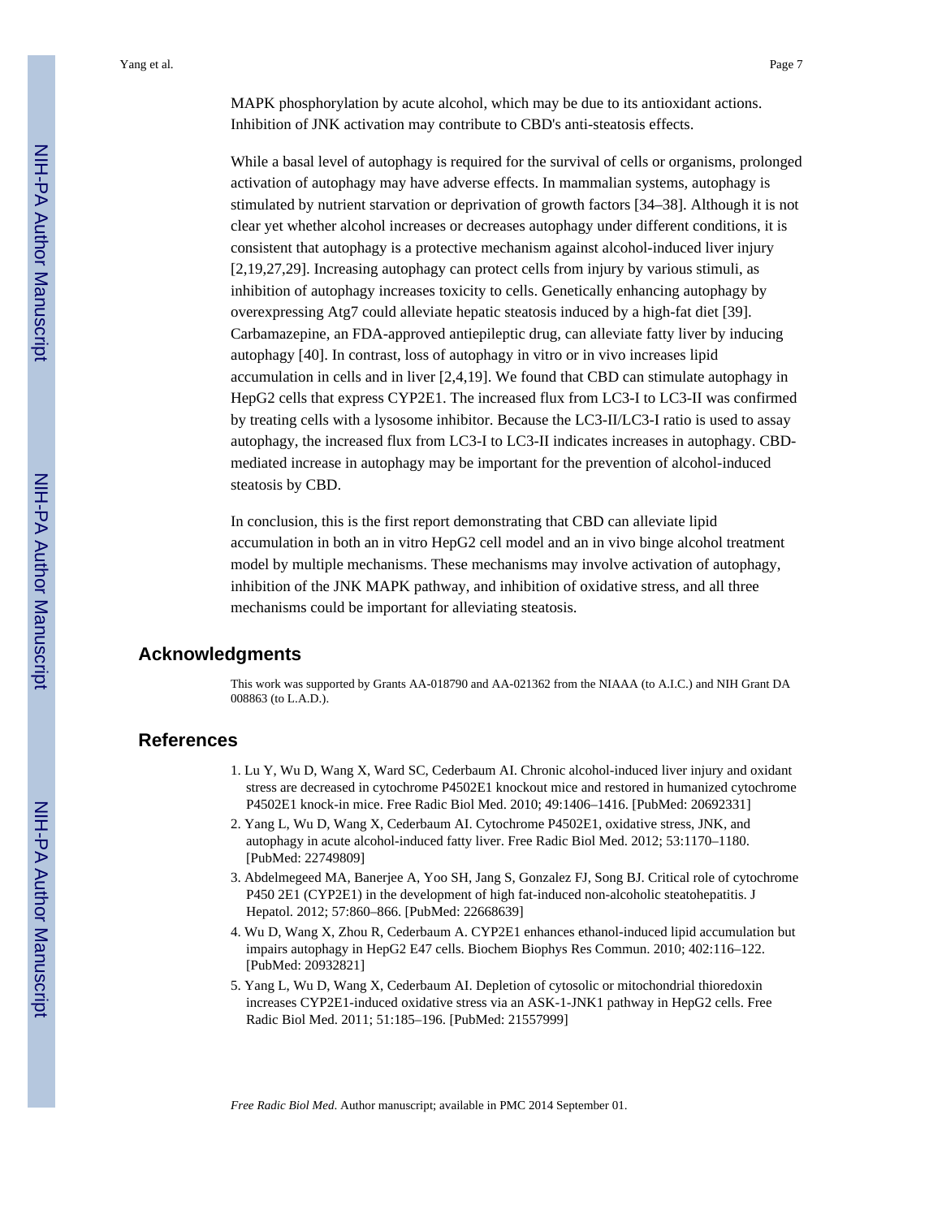MAPK phosphorylation by acute alcohol, which may be due to its antioxidant actions. Inhibition of JNK activation may contribute to CBD's anti-steatosis effects.

While a basal level of autophagy is required for the survival of cells or organisms, prolonged activation of autophagy may have adverse effects. In mammalian systems, autophagy is stimulated by nutrient starvation or deprivation of growth factors [34–38]. Although it is not clear yet whether alcohol increases or decreases autophagy under different conditions, it is consistent that autophagy is a protective mechanism against alcohol-induced liver injury [2,19,27,29]. Increasing autophagy can protect cells from injury by various stimuli, as inhibition of autophagy increases toxicity to cells. Genetically enhancing autophagy by overexpressing Atg7 could alleviate hepatic steatosis induced by a high-fat diet [39]. Carbamazepine, an FDA-approved antiepileptic drug, can alleviate fatty liver by inducing autophagy [40]. In contrast, loss of autophagy in vitro or in vivo increases lipid accumulation in cells and in liver [2,4,19]. We found that CBD can stimulate autophagy in HepG2 cells that express CYP2E1. The increased flux from LC3-I to LC3-II was confirmed by treating cells with a lysosome inhibitor. Because the LC3-II/LC3-I ratio is used to assay autophagy, the increased flux from LC3-I to LC3-II indicates increases in autophagy. CBD-mediated increase in autophagy may be important for the prevention of alcohol-induced steatosis by CBD.

In conclusion, this is the first report demonstrating that CBD can alleviate lipid accumulation in both an in vitro HepG2 cell model and an in vivo binge alcohol treatment model by multiple mechanisms. These mechanisms may involve activation of autophagy, inhibition of the JNK MAPK pathway, and inhibition of oxidative stress, and all three mechanisms could be important for alleviating steatosis.

## Acknowledgments

This work was supported by Grants AA-018790 and AA-021362 from the NIAAA (to A.I.C.) and NIH Grant DA 008863 (to L.A.D.).

## References

1. Lu Y, Wu D, Wang X, Ward SC, Cederbaum AI. Chronic alcohol-induced liver injury and oxidant stress are decreased in cytochrome P4502E1 knockout mice and restored in humanized cytochrome P4502E1 knock-in mice. Free Radic Biol Med. 2010; 49:1406–1416. [PubMed: 20692331]
2. Yang L, Wu D, Wang X, Cederbaum AI. Cytochrome P4502E1, oxidative stress, JNK, and autophagy in acute alcohol-induced fatty liver. Free Radic Biol Med. 2012; 53:1170–1180. [PubMed: 22749809]
3. Abdelmegeed MA, Banerjee A, Yoo SH, Jang S, Gonzalez FJ, Song BJ. Critical role of cytochrome P450 2E1 (CYP2E1) in the development of high fat-induced non-alcoholic steatohepatitis. J Hepatol. 2012; 57:860–866. [PubMed: 22668639]
4. Wu D, Wang X, Zhou R, Cederbaum A. CYP2E1 enhances ethanol-induced lipid accumulation but impairs autophagy in HepG2 E47 cells. Biochem Biophys Res Commun. 2010; 402:116–122. [PubMed: 20932821]
5. Yang L, Wu D, Wang X, Cederbaum AI. Depletion of cytosolic or mitochondrial thioredoxin increases CYP2E1-induced oxidative stress via an ASK-1-JNK1 pathway in HepG2 cells. Free Radic Biol Med. 2011; 51:185–196. [PubMed: 21557999]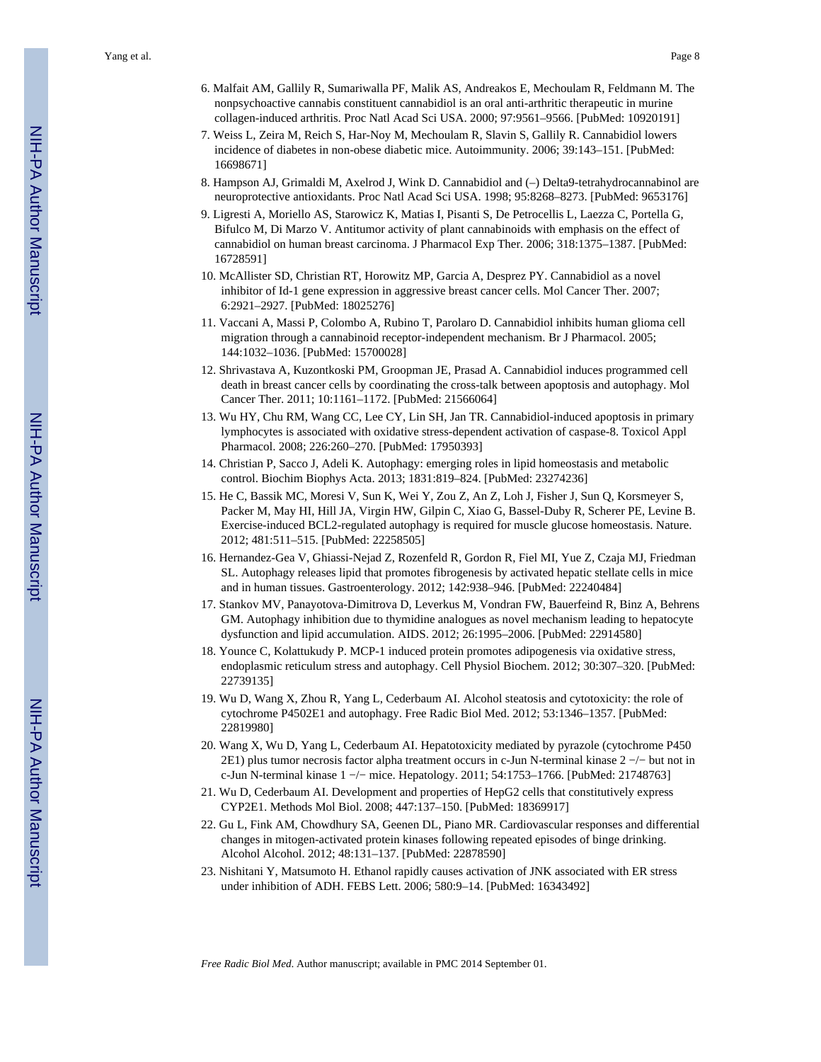6. Malfait AM, Gallily R, Sumariwalla PF, Malik AS, Andreakos E, Mechoulam R, Feldmann M. The nonpsychoactive cannabis constituent cannabidiol is an oral anti-arthritic therapeutic in murine collagen-induced arthritis. Proc Natl Acad Sci USA. 2000; 97:9561–9566. [PubMed: 10920191]
7. Weiss L, Zeira M, Reich S, Har-Noy M, Mechoulam R, Slavin S, Gallily R. Cannabidiol lowers incidence of diabetes in non-obese diabetic mice. Autoimmunity. 2006; 39:143–151. [PubMed: 16698671]
8. Hampson AJ, Grimaldi M, Axelrod J, Wink D. Cannabidiol and (–) Delta9-tetrahydrocannabinol are neuroprotective antioxidants. Proc Natl Acad Sci USA. 1998; 95:8268–8273. [PubMed: 9653176]
9. Ligresti A, Moriello AS, Starowicz K, Matias I, Pisanti S, De Petrocellis L, Laezza C, Portella G, Bifulco M, Di Marzo V. Antitumor activity of plant cannabinoids with emphasis on the effect of cannabidiol on human breast carcinoma. J Pharmacol Exp Ther. 2006; 318:1375–1387. [PubMed: 16728591]
10. McAllister SD, Christian RT, Horowitz MP, Garcia A, Desprez PY. Cannabidiol as a novel inhibitor of Id-1 gene expression in aggressive breast cancer cells. Mol Cancer Ther. 2007; 6:2921–2927. [PubMed: 18025276]
11. Vaccani A, Massi P, Colombo A, Rubino T, Parolaro D. Cannabidiol inhibits human glioma cell migration through a cannabinoid receptor-independent mechanism. Br J Pharmacol. 2005; 144:1032–1036. [PubMed: 15700028]
12. Shrivastava A, Kuzontkoski PM, Groopman JE, Prasad A. Cannabidiol induces programmed cell death in breast cancer cells by coordinating the cross-talk between apoptosis and autophagy. Mol Cancer Ther. 2011; 10:1161–1172. [PubMed: 21566064]
13. Wu HY, Chu RM, Wang CC, Lee CY, Lin SH, Jan TR. Cannabidiol-induced apoptosis in primary lymphocytes is associated with oxidative stress-dependent activation of caspase-8. Toxicol Appl Pharmacol. 2008; 226:260–270. [PubMed: 17950393]
14. Christian P, Sacco J, Adeli K. Autophagy: emerging roles in lipid homeostasis and metabolic control. Biochim Biophys Acta. 2013; 1831:819–824. [PubMed: 23274236]
15. He C, Bassik MC, Moresi V, Sun K, Wei Y, Zou Z, An Z, Loh J, Fisher J, Sun Q, Korsmeyer S, Packer M, May HI, Hill JA, Virgin HW, Gilpin C, Xiao G, Bassel-Duby R, Scherer PE, Levine B. Exercise-induced BCL2-regulated autophagy is required for muscle glucose homeostasis. Nature. 2012; 481:511–515. [PubMed: 22258505]
16. Hernandez-Gea V, Ghiassi-Nejad Z, Rozenfeld R, Gordon R, Fiel MI, Yue Z, Czaja MJ, Friedman SL. Autophagy releases lipid that promotes fibrogenesis by activated hepatic stellate cells in mice and in human tissues. Gastroenterology. 2012; 142:938–946. [PubMed: 22240484]
17. Stankov MV, Panayotova-Dimitrova D, Leverkus M, Vondran FW, Bauerfeind R, Binz A, Behrens GM. Autophagy inhibition due to thymidine analogues as novel mechanism leading to hepatocyte dysfunction and lipid accumulation. AIDS. 2012; 26:1995–2006. [PubMed: 22914580]
18. Younce C, Kolattukudy P. MCP-1 induced protein promotes adipogenesis via oxidative stress, endoplasmic reticulum stress and autophagy. Cell Physiol Biochem. 2012; 30:307–320. [PubMed: 22739135]
19. Wu D, Wang X, Zhou R, Yang L, Cederbaum AI. Alcohol steatosis and cytotoxicity: the role of cytochrome P4502E1 and autophagy. Free Radic Biol Med. 2012; 53:1346–1357. [PubMed: 22819980]
20. Wang X, Wu D, Yang L, Cederbaum AI. Hepatotoxicity mediated by pyrazole (cytochrome P450 2E1) plus tumor necrosis factor alpha treatment occurs in c-Jun N-terminal kinase 2 −/− but not in c-Jun N-terminal kinase 1 −/− mice. Hepatology. 2011; 54:1753–1766. [PubMed: 21748763]
21. Wu D, Cederbaum AI. Development and properties of HepG2 cells that constitutively express CYP2E1. Methods Mol Biol. 2008; 447:137–150. [PubMed: 18369917]
22. Gu L, Fink AM, Chowdhury SA, Geenen DL, Piano MR. Cardiovascular responses and differential changes in mitogen-activated protein kinases following repeated episodes of binge drinking. Alcohol Alcohol. 2012; 48:131–137. [PubMed: 22878590]
23. Nishitani Y, Matsumoto H. Ethanol rapidly causes activation of JNK associated with ER stress under inhibition of ADH. FEBS Lett. 2006; 580:9–14. [PubMed: 16343492]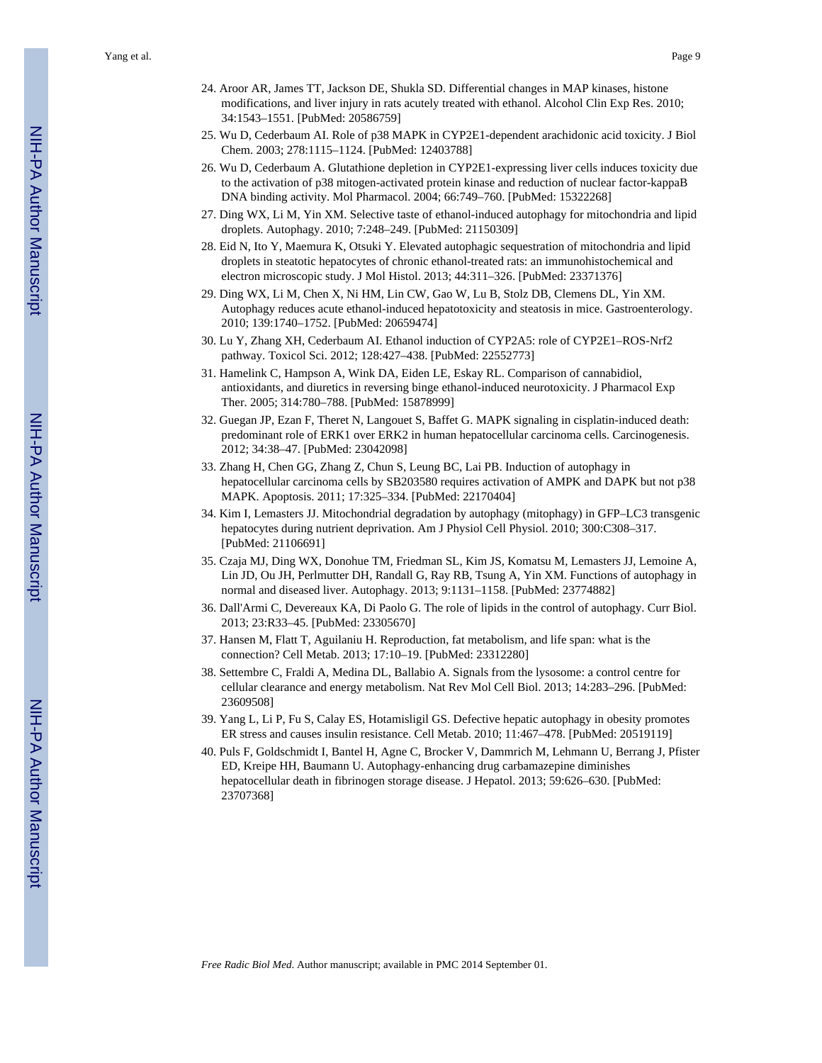24. Aroor AR, James TT, Jackson DE, Shukla SD. Differential changes in MAP kinases, histone modifications, and liver injury in rats acutely treated with ethanol. Alcohol Clin Exp Res. 2010; 34:1543–1551. [PubMed: 20586759]
25. Wu D, Cederbaum AI. Role of p38 MAPK in CYP2E1-dependent arachidonic acid toxicity. J Biol Chem. 2003; 278:1115–1124. [PubMed: 12403788]
26. Wu D, Cederbaum A. Glutathione depletion in CYP2E1-expressing liver cells induces toxicity due to the activation of p38 mitogen-activated protein kinase and reduction of nuclear factor-kappaB DNA binding activity. Mol Pharmacol. 2004; 66:749–760. [PubMed: 15322268]
27. Ding WX, Li M, Yin XM. Selective taste of ethanol-induced autophagy for mitochondria and lipid droplets. Autophagy. 2010; 7:248–249. [PubMed: 21150309]
28. Eid N, Ito Y, Maemura K, Otsuki Y. Elevated autophagic sequestration of mitochondria and lipid droplets in steatotic hepatocytes of chronic ethanol-treated rats: an immunohistochemical and electron microscopic study. J Mol Histol. 2013; 44:311–326. [PubMed: 23371376]
29. Ding WX, Li M, Chen X, Ni HM, Lin CW, Gao W, Lu B, Stolz DB, Clemens DL, Yin XM. Autophagy reduces acute ethanol-induced hepatotoxicity and steatosis in mice. Gastroenterology. 2010; 139:1740–1752. [PubMed: 20659474]
30. Lu Y, Zhang XH, Cederbaum AI. Ethanol induction of CYP2A5: role of CYP2E1–ROS-Nrf2 pathway. Toxicol Sci. 2012; 128:427–438. [PubMed: 22552773]
31. Hamelink C, Hampson A, Wink DA, Eiden LE, Eskay RL. Comparison of cannabidiol, antioxidants, and diuretics in reversing binge ethanol-induced neurotoxicity. J Pharmacol Exp Ther. 2005; 314:780–788. [PubMed: 15878999]
32. Guegan JP, Ezan F, Theret N, Langouet S, Baffet G. MAPK signaling in cisplatin-induced death: predominant role of ERK1 over ERK2 in human hepatocellular carcinoma cells. Carcinogenesis. 2012; 34:38–47. [PubMed: 23042098]
33. Zhang H, Chen GG, Zhang Z, Chun S, Leung BC, Lai PB. Induction of autophagy in hepatocellular carcinoma cells by SB203580 requires activation of AMPK and DAPK but not p38 MAPK. Apoptosis. 2011; 17:325–334. [PubMed: 22170404]
34. Kim I, Lemasters JJ. Mitochondrial degradation by autophagy (mitophagy) in GFP–LC3 transgenic hepatocytes during nutrient deprivation. Am J Physiol Cell Physiol. 2010; 300:C308–317. [PubMed: 21106691]
35. Czaja MJ, Ding WX, Donohue TM, Friedman SL, Kim JS, Komatsu M, Lemasters JJ, Lemoine A, Lin JD, Ou JH, Perlmutter DH, Randall G, Ray RB, Tsung A, Yin XM. Functions of autophagy in normal and diseased liver. Autophagy. 2013; 9:1131–1158. [PubMed: 23774882]
36. Dall'Armi C, Devereaux KA, Di Paolo G. The role of lipids in the control of autophagy. Curr Biol. 2013; 23:R33–45. [PubMed: 23305670]
37. Hansen M, Flatt T, Aguilaniu H. Reproduction, fat metabolism, and life span: what is the connection? Cell Metab. 2013; 17:10–19. [PubMed: 23312280]
38. Settembre C, Fraldi A, Medina DL, Ballabio A. Signals from the lysosome: a control centre for cellular clearance and energy metabolism. Nat Rev Mol Cell Biol. 2013; 14:283–296. [PubMed: 23609508]
39. Yang L, Li P, Fu S, Calay ES, Hotamisligil GS. Defective hepatic autophagy in obesity promotes ER stress and causes insulin resistance. Cell Metab. 2010; 11:467–478. [PubMed: 20519119]
40. Puls F, Goldschmidt I, Bantel H, Agne C, Brocker V, Dammrich M, Lehmann U, Berrang J, Pfister ED, Kreipe HH, Baumann U. Autophagy-enhancing drug carbamazepine diminishes hepatocellular death in fibrinogen storage disease. J Hepatol. 2013; 59:626–630. [PubMed: 23707368]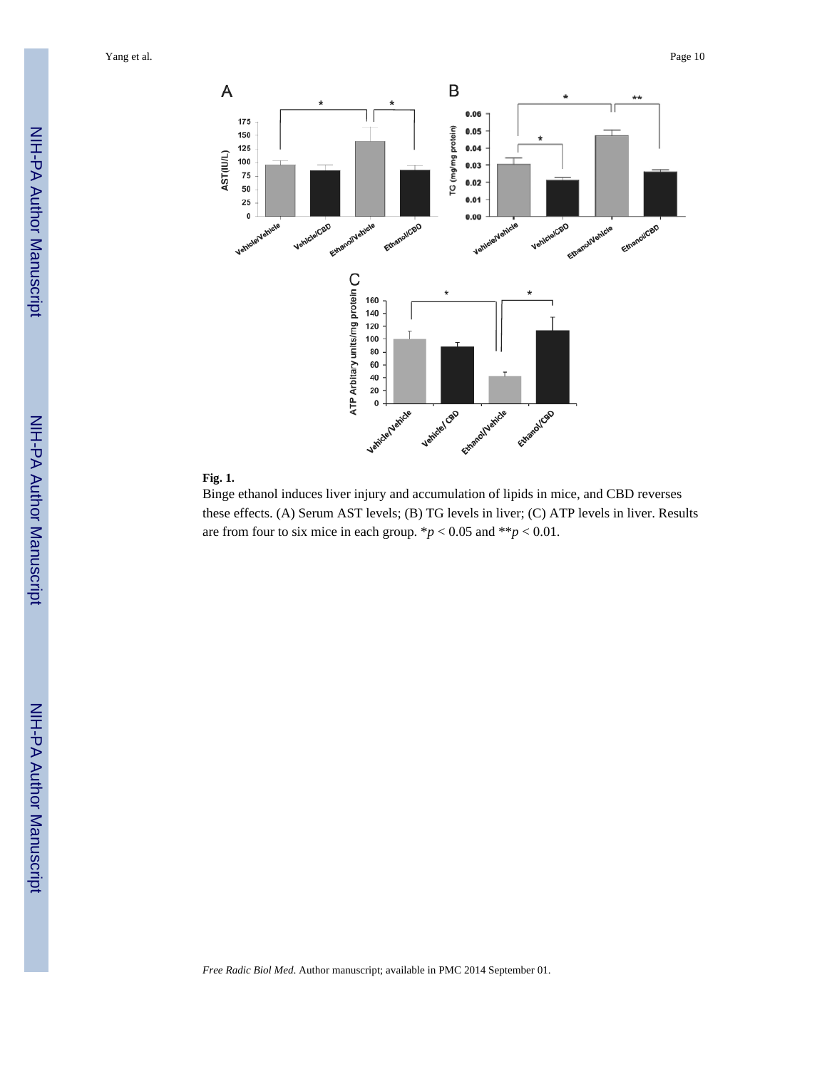**Fig. 1.**

Binge ethanol induces liver injury and accumulation of lipids in mice, and CBD reverses these effects. (A) Serum AST levels; (B) TG levels in liver; (C) ATP levels in liver. Results are from four to six mice in each group. $*p < 0.05$ and $**p < 0.01$.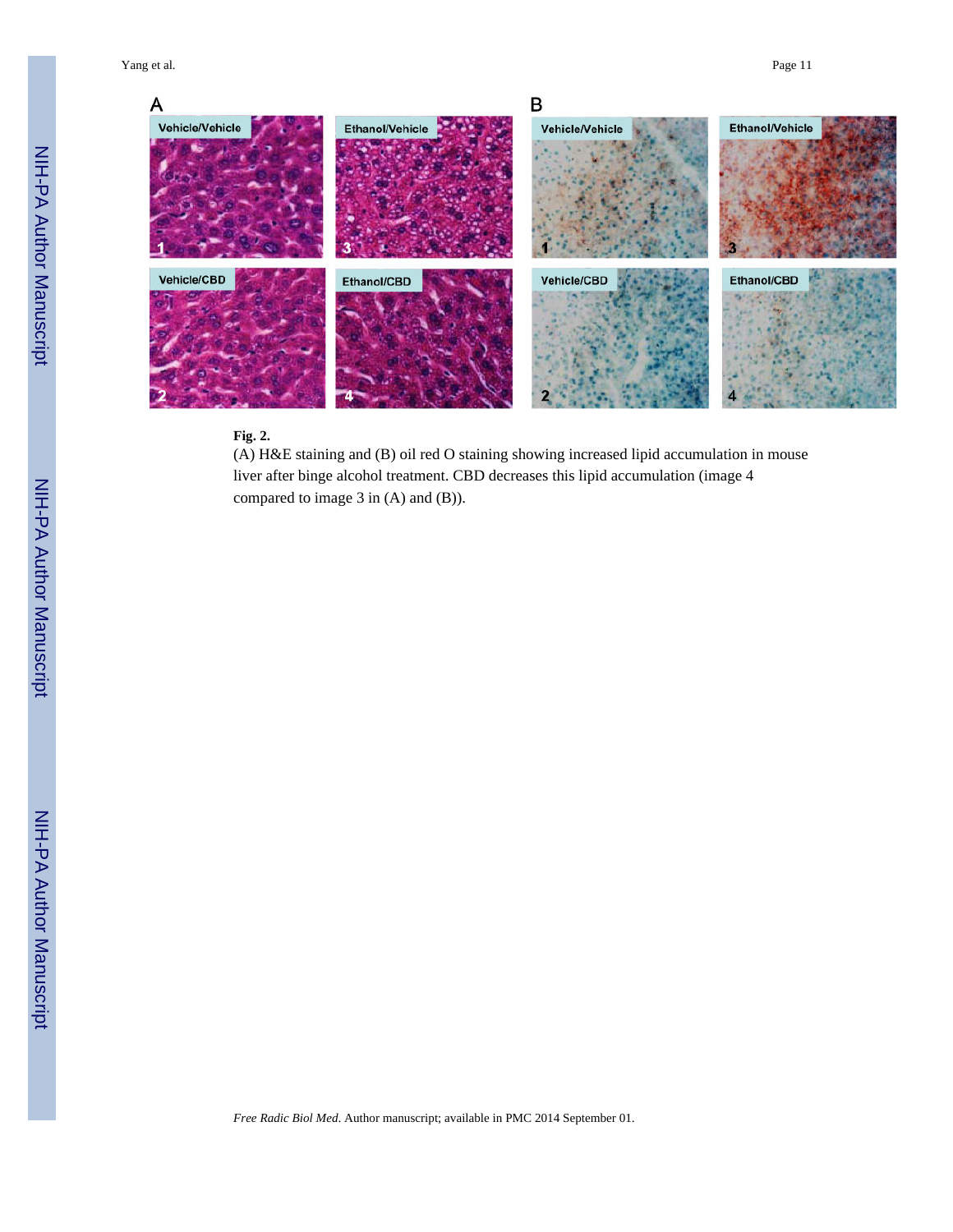**Fig. 2.**

(A) H&E staining and (B) oil red O staining showing increased lipid accumulation in mouse liver after binge alcohol treatment. CBD decreases this lipid accumulation (image 4 compared to image 3 in (A) and (B)).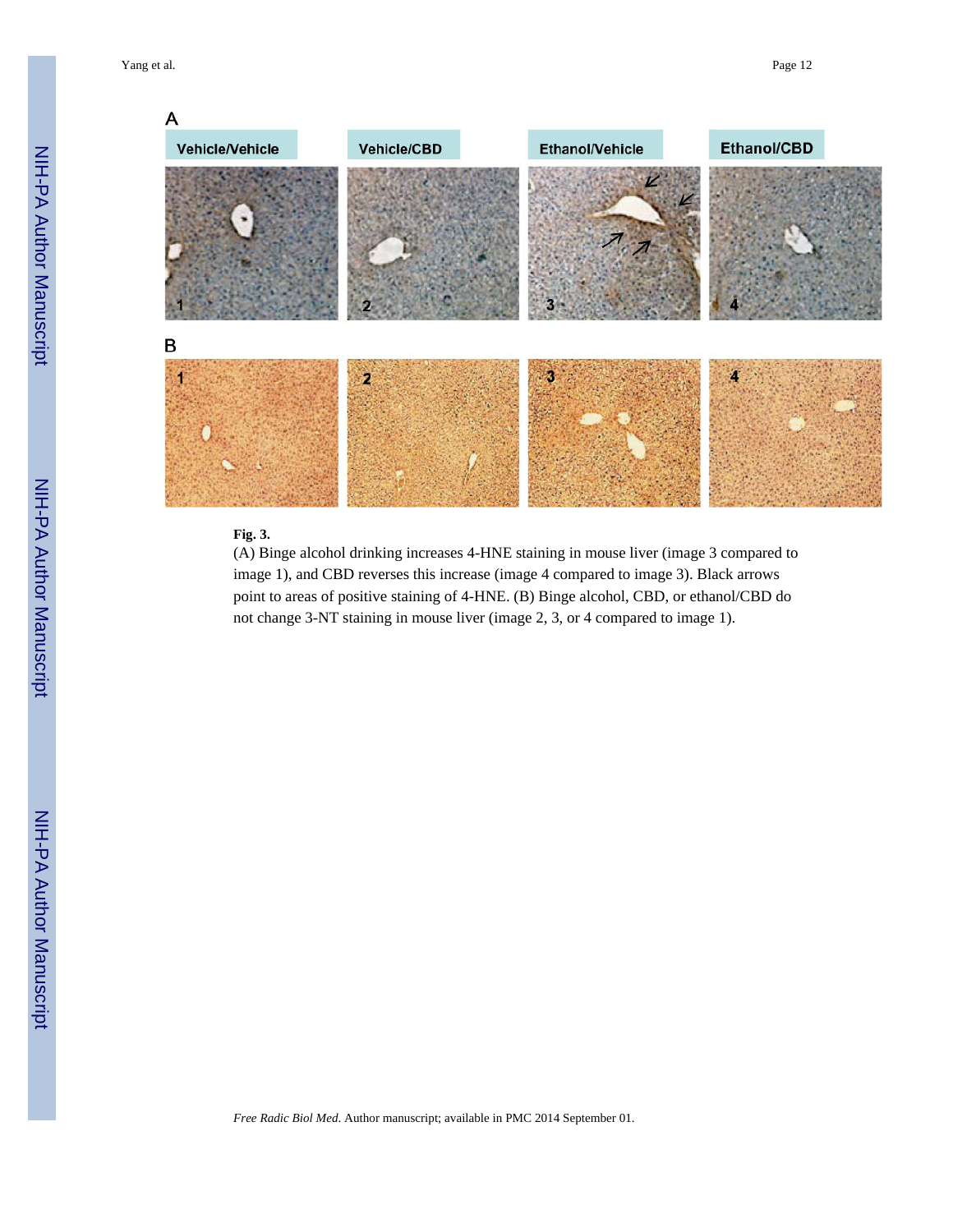**Fig. 3.**

(A) Binge alcohol drinking increases 4-HNE staining in mouse liver (image 3 compared to image 1), and CBD reverses this increase (image 4 compared to image 3). Black arrows point to areas of positive staining of 4-HNE. (B) Binge alcohol, CBD, or ethanol/CBD do not change 3-NT staining in mouse liver (image 2, 3, or 4 compared to image 1).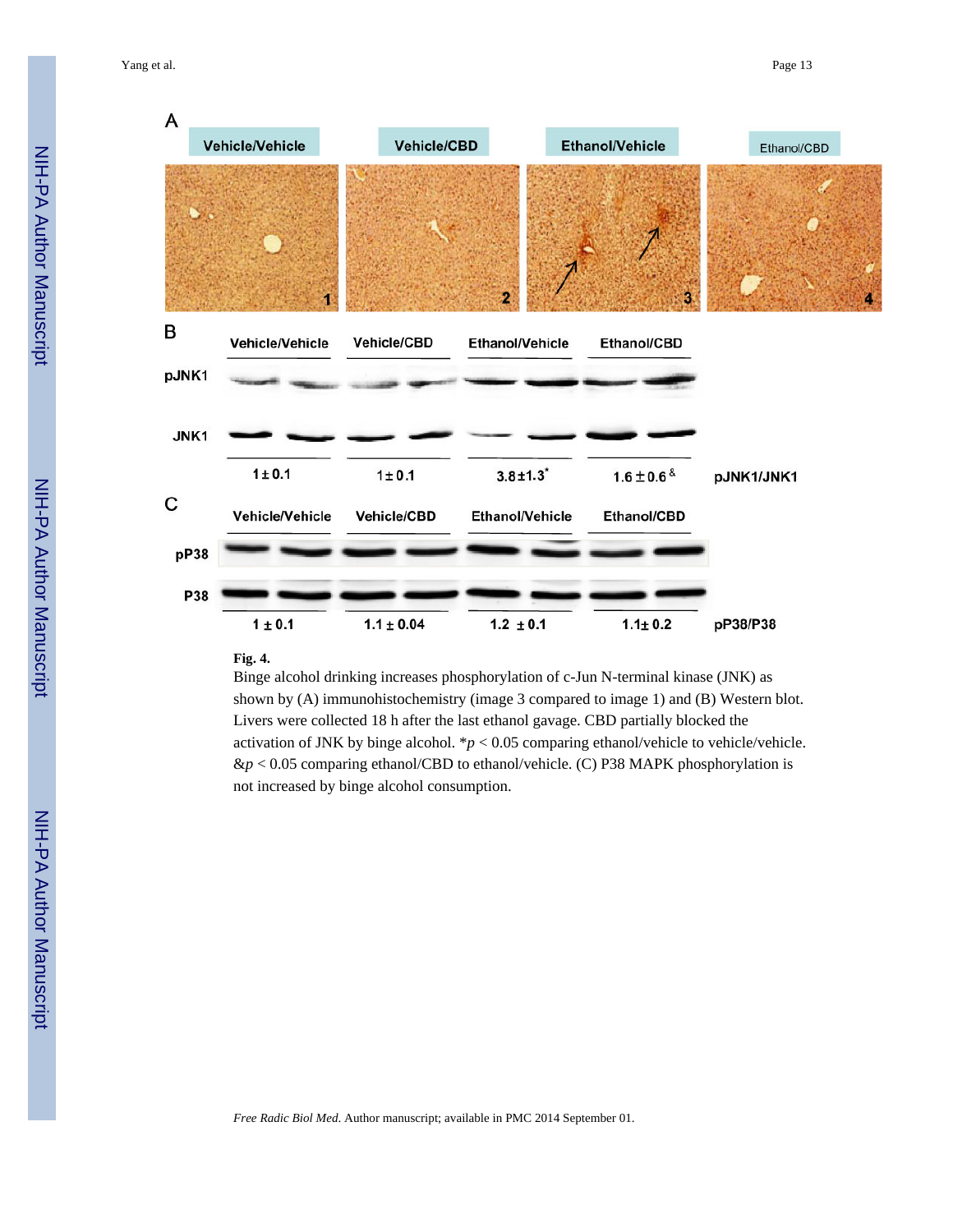**Fig. 4.**

Binge alcohol drinking increases phosphorylation of c-Jun N-terminal kinase (JNK) as shown by (A) immunohistochemistry (image 3 compared to image 1) and (B) Western blot. Livers were collected 18 h after the last ethanol gavage. CBD partially blocked the activation of JNK by binge alcohol. \*$p < 0.05$ comparing ethanol/vehicle to vehicle/vehicle. &$p < 0.05$ comparing ethanol/CBD to ethanol/vehicle. (C) P38 MAPK phosphorylation is not increased by binge alcohol consumption.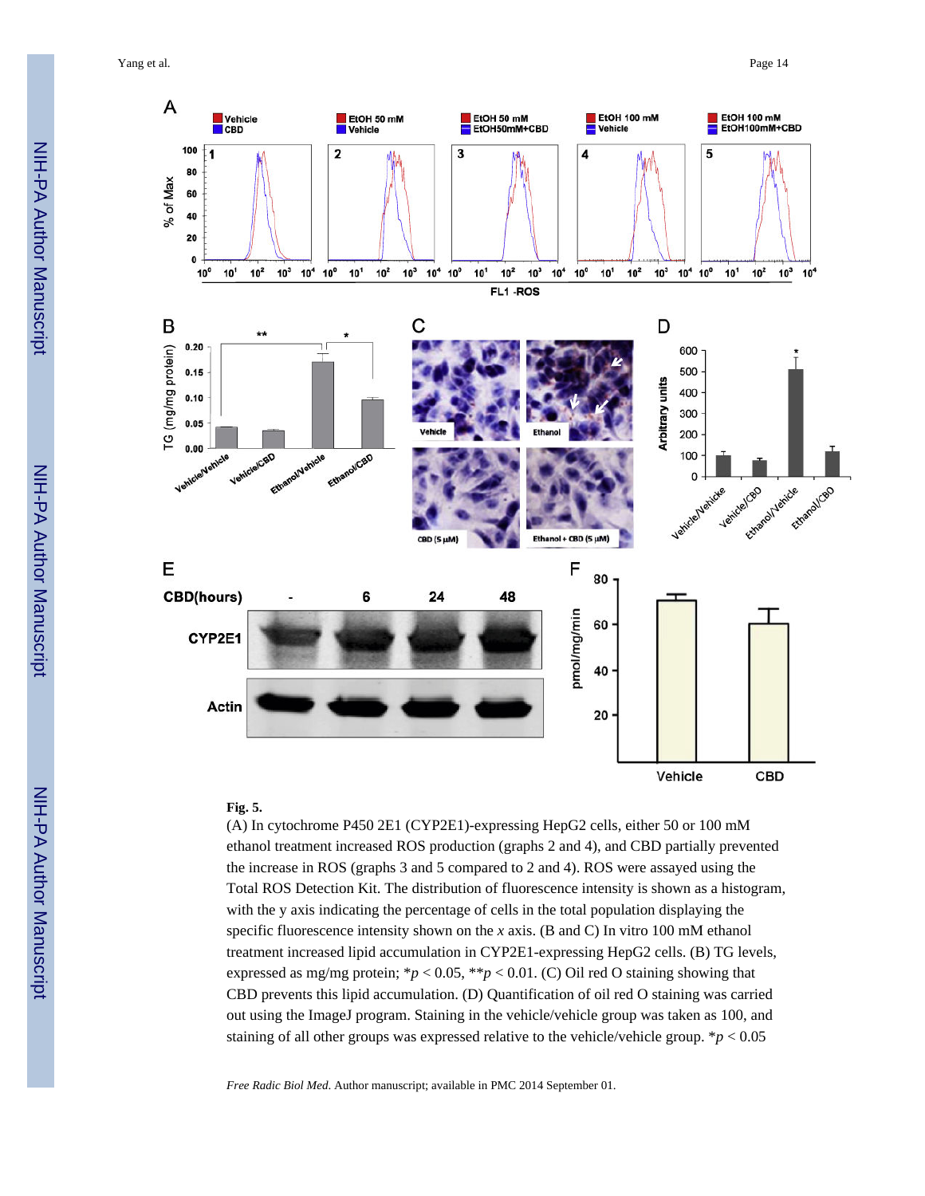**Fig. 5.**

(A) In cytochrome P450 2E1 (CYP2E1)-expressing HepG2 cells, either 50 or 100 mM ethanol treatment increased ROS production (graphs 2 and 4), and CBD partially prevented the increase in ROS (graphs 3 and 5 compared to 2 and 4). ROS were assayed using the Total ROS Detection Kit. The distribution of fluorescence intensity is shown as a histogram, with the y axis indicating the percentage of cells in the total population displaying the specific fluorescence intensity shown on the *x* axis. (B and C) In vitro 100 mM ethanol treatment increased lipid accumulation in CYP2E1-expressing HepG2 cells. (B) TG levels, expressed as mg/mg protein; $*p < 0.05$, $**p < 0.01$. (C) Oil red O staining showing that CBD prevents this lipid accumulation. (D) Quantification of oil red O staining was carried out using the ImageJ program. Staining in the vehicle/vehicle group was taken as 100, and staining of all other groups was expressed relative to the vehicle/vehicle group. $*p < 0.05$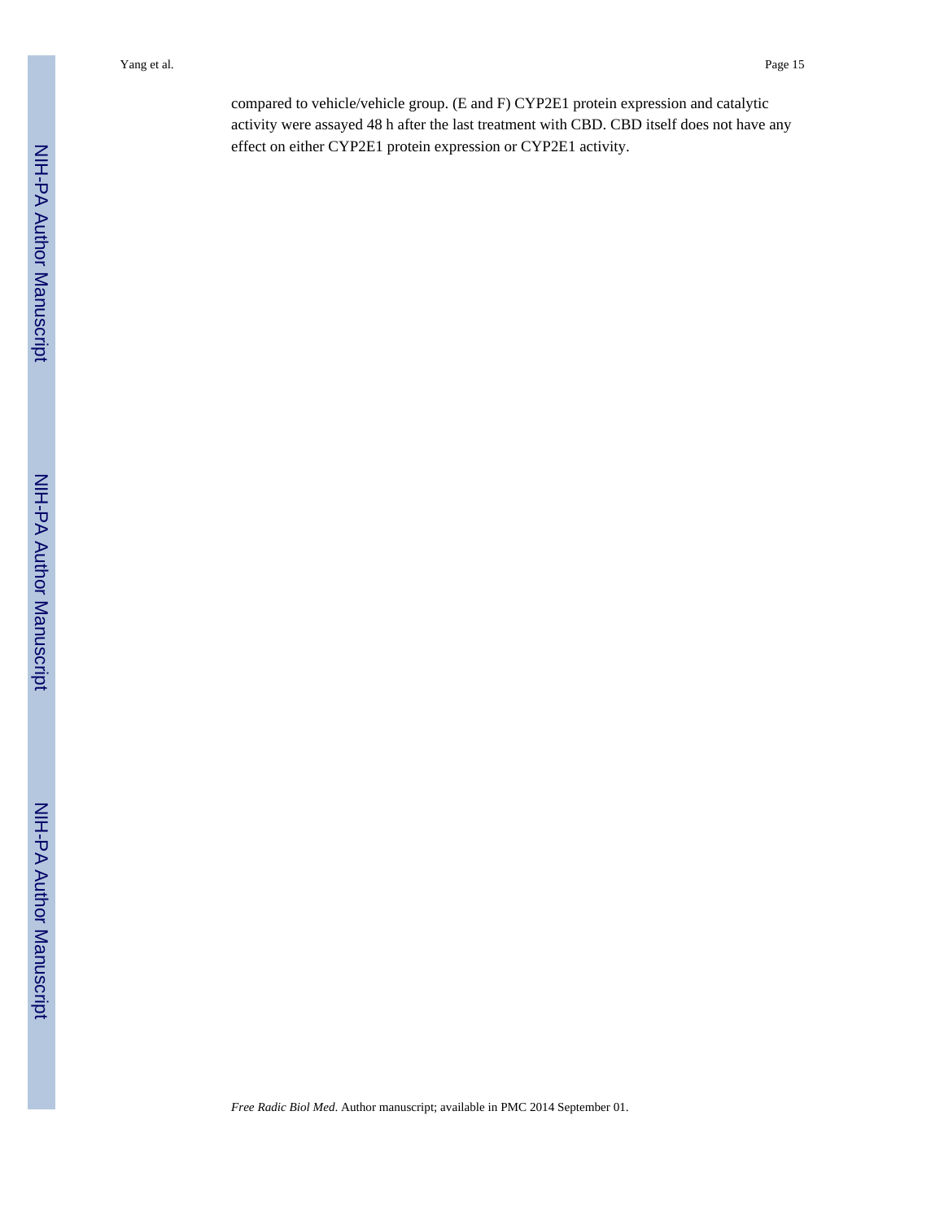compared to vehicle/vehicle group. (E and F) CYP2E1 protein expression and catalytic activity were assayed 48 h after the last treatment with CBD. CBD itself does not have any effect on either CYP2E1 protein expression or CYP2E1 activity.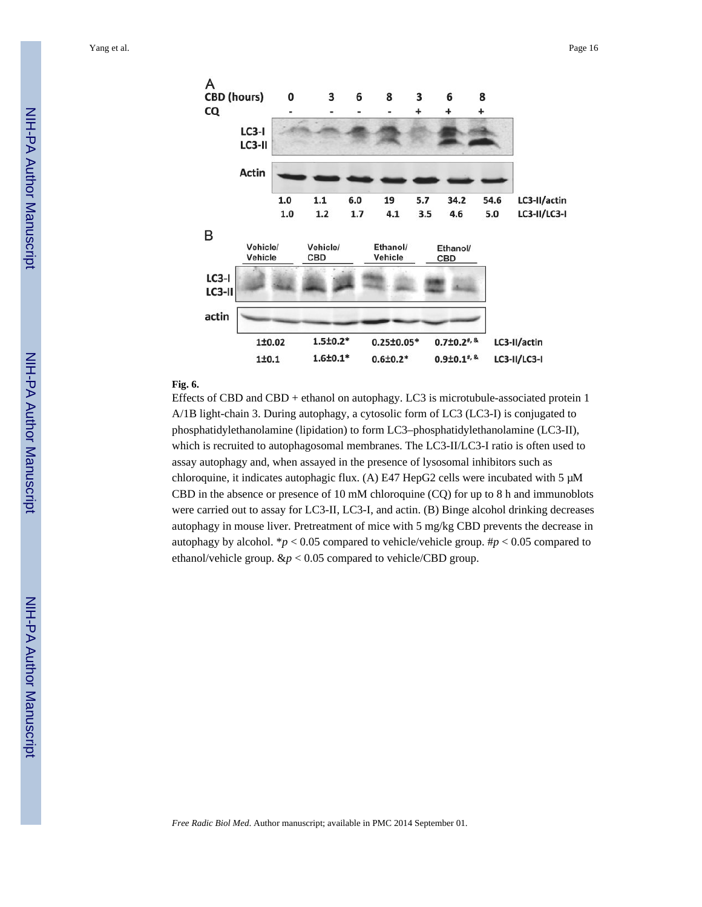A

CBD (hours) 0 3 6 8 3 6 8

CQ - - - - + + +

LC3-I

LC3-II

Actin

1.0 1.1 6.0 19 5.7 34.2 54.6 LC3-II/actin

1.0 1.2 1.7 4.1 3.5 4.6 5.0 LC3-II/LC3-I

B

Vehicle/Vehicle Vehicle/CBD Ethanol/Vehicle Ethanol/CBD

LC3-I

LC3-II

actin

1±0.02 1.5±0.2* 0.25±0.05* 0.7±0.2#, & LC3-II/actin

1±0.1 1.6±0.1* 0.6±0.2* 0.9±0.1#, & LC3-II/LC3-I

**Fig. 6.**

Effects of CBD and CBD + ethanol on autophagy. LC3 is microtubule-associated protein 1 A/1B light-chain 3. During autophagy, a cytosolic form of LC3 (LC3-I) is conjugated to phosphatidylethanolamine (lipidation) to form LC3–phosphatidylethanolamine (LC3-II), which is recruited to autophagosomal membranes. The LC3-II/LC3-I ratio is often used to assay autophagy and, when assayed in the presence of lysosomal inhibitors such as chloroquine, it indicates autophagic flux. (A) E47 HepG2 cells were incubated with 5 μM CBD in the absence or presence of 10 mM chloroquine (CQ) for up to 8 h and immunoblots were carried out to assay for LC3-II, LC3-I, and actin. (B) Binge alcohol drinking decreases autophagy in mouse liver. Pretreatment of mice with 5 mg/kg CBD prevents the decrease in autophagy by alcohol. \*$p < 0.05$ compared to vehicle/vehicle group. #$p < 0.05$ compared to ethanol/vehicle group. &$p < 0.05$ compared to vehicle/CBD group.